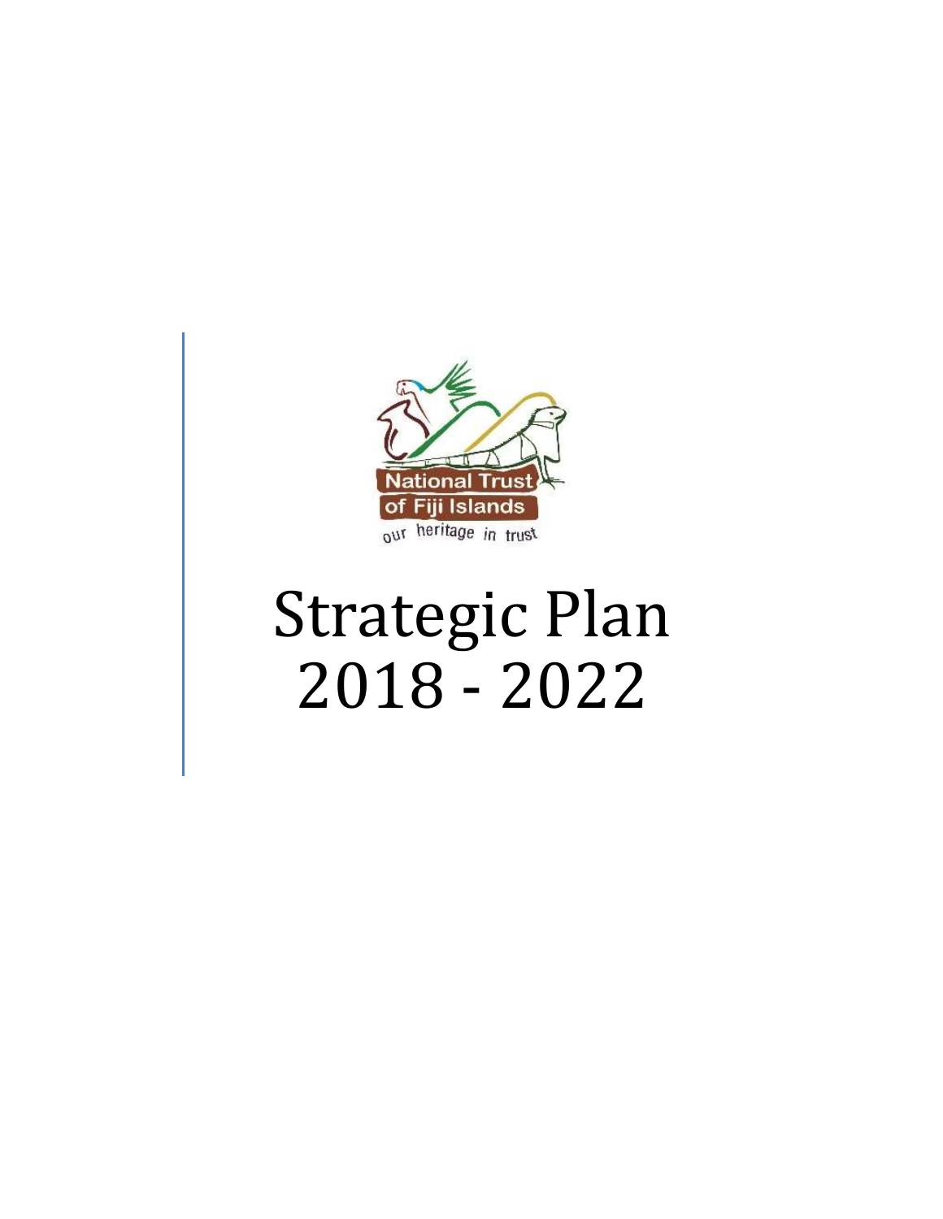National Trust of Fiji Islands

our heritage in trust

# Strategic Plan 2018 - 2022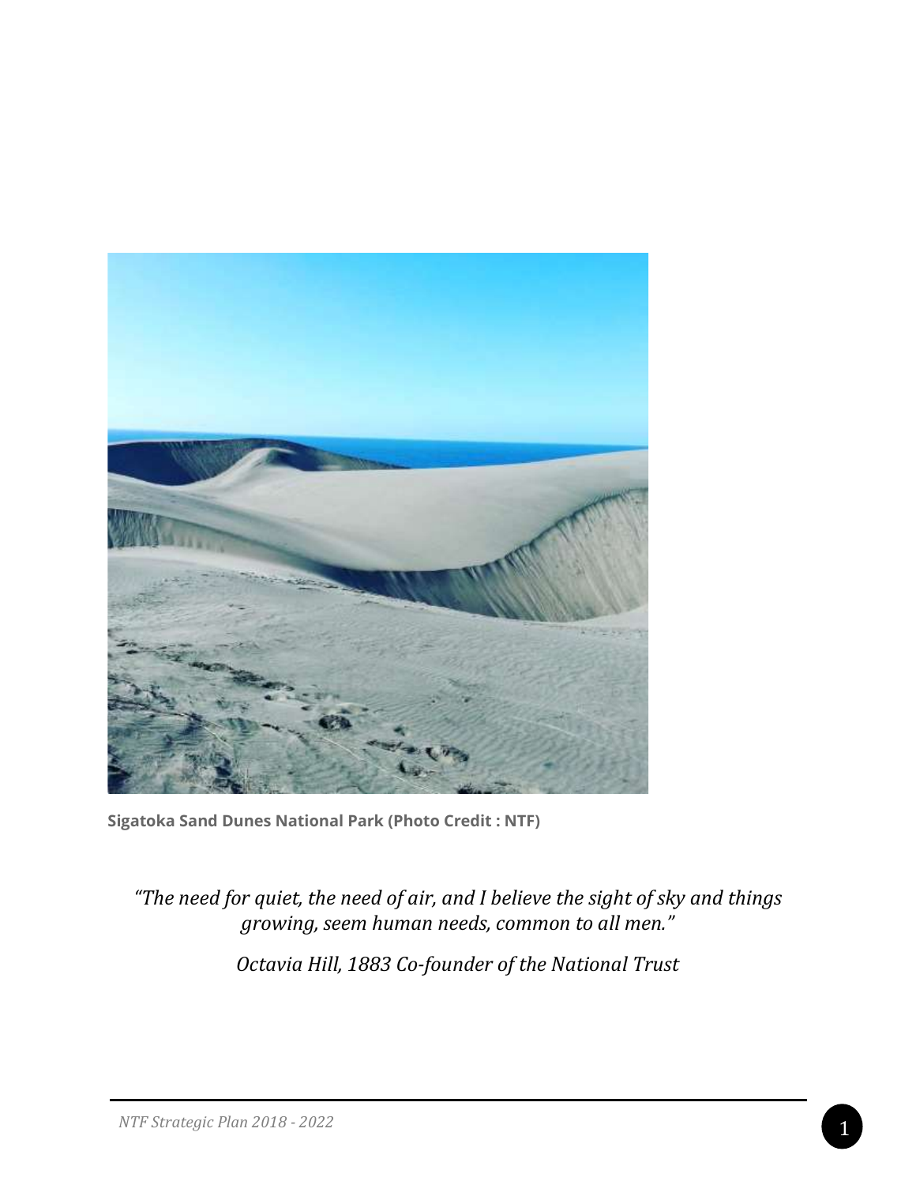**Sigatoka Sand Dunes National Park (Photo Credit : NTF)**

*"The need for quiet, the need of air, and I believe the sight of sky and things growing, seem human needs, common to all men."*

*Octavia Hill, 1883 Co-founder of the National Trust*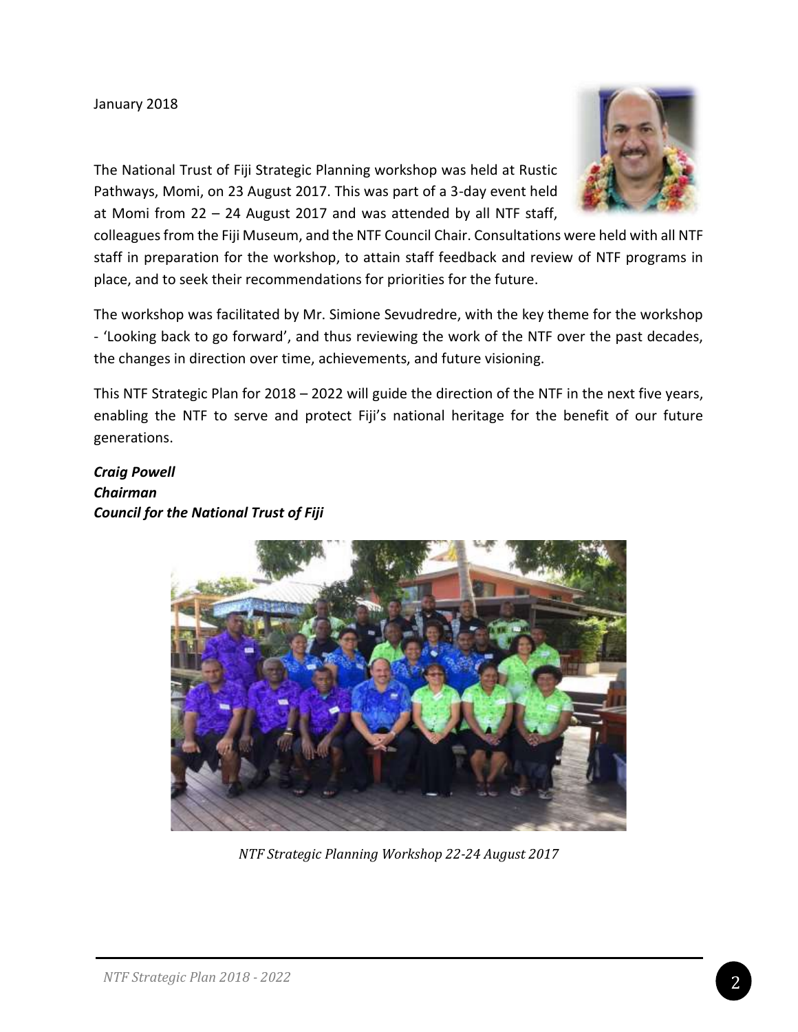January 2018

The National Trust of Fiji Strategic Planning workshop was held at Rustic Pathways, Momi, on 23 August 2017. This was part of a 3-day event held at Momi from 22 – 24 August 2017 and was attended by all NTF staff, colleagues from the Fiji Museum, and the NTF Council Chair. Consultations were held with all NTF staff in preparation for the workshop, to attain staff feedback and review of NTF programs in place, and to seek their recommendations for priorities for the future.

The workshop was facilitated by Mr. Simione Sevudredre, with the key theme for the workshop - 'Looking back to go forward', and thus reviewing the work of the NTF over the past decades, the changes in direction over time, achievements, and future visioning.

This NTF Strategic Plan for 2018 – 2022 will guide the direction of the NTF in the next five years, enabling the NTF to serve and protect Fiji's national heritage for the benefit of our future generations.

***Craig Powell***
***Chairman***
***Council for the National Trust of Fiji***

*NTF Strategic Planning Workshop 22-24 August 2017*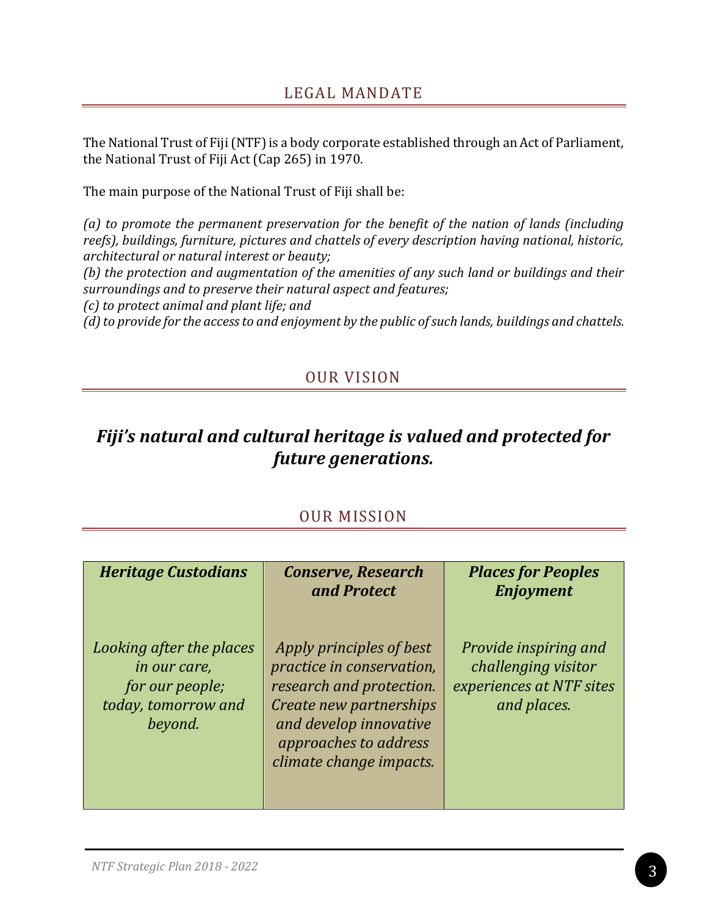## LEGAL MANDATE

The National Trust of Fiji (NTF) is a body corporate established through an Act of Parliament, the National Trust of Fiji Act (Cap 265) in 1970.

The main purpose of the National Trust of Fiji shall be:

*(a) to promote the permanent preservation for the benefit of the nation of lands (including reefs), buildings, furniture, pictures and chattels of every description having national, historic, architectural or natural interest or beauty;*
*(b) the protection and augmentation of the amenities of any such land or buildings and their surroundings and to preserve their natural aspect and features;*
*(c) to protect animal and plant life; and*
*(d) to provide for the access to and enjoyment by the public of such lands, buildings and chattels.*

## OUR VISION

***Fiji's natural and cultural heritage is valued and protected for future generations.***

## OUR MISSION

| ***Heritage Custodians*** | ***Conserve, Research and Protect*** | ***Places for Peoples Enjoyment*** |
|---|---|---|
| *Looking after the places in our care, for our people; today, tomorrow and beyond.* | *Apply principles of best practice in conservation, research and protection. Create new partnerships and develop innovative approaches to address climate change impacts.* | *Provide inspiring and challenging visitor experiences at NTF sites and places.* |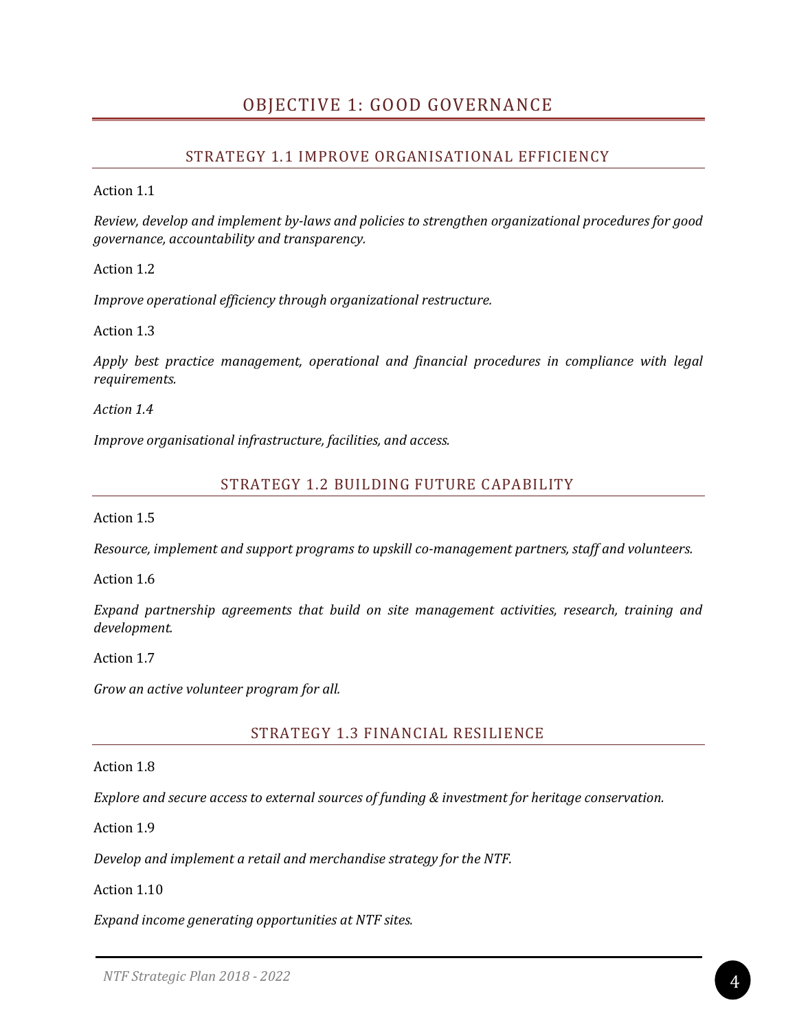# OBJECTIVE 1: GOOD GOVERNANCE

## STRATEGY 1.1 IMPROVE ORGANISATIONAL EFFICIENCY

Action 1.1

*Review, develop and implement by-laws and policies to strengthen organizational procedures for good governance, accountability and transparency.*

Action 1.2

*Improve operational efficiency through organizational restructure.*

Action 1.3

*Apply best practice management, operational and financial procedures in compliance with legal requirements.*

*Action 1.4*

*Improve organisational infrastructure, facilities, and access.*

## STRATEGY 1.2 BUILDING FUTURE CAPABILITY

Action 1.5

*Resource, implement and support programs to upskill co-management partners, staff and volunteers.*

Action 1.6

*Expand partnership agreements that build on site management activities, research, training and development.*

Action 1.7

*Grow an active volunteer program for all.*

## STRATEGY 1.3 FINANCIAL RESILIENCE

Action 1.8

*Explore and secure access to external sources of funding & investment for heritage conservation.*

Action 1.9

*Develop and implement a retail and merchandise strategy for the NTF.*

Action 1.10

*Expand income generating opportunities at NTF sites.*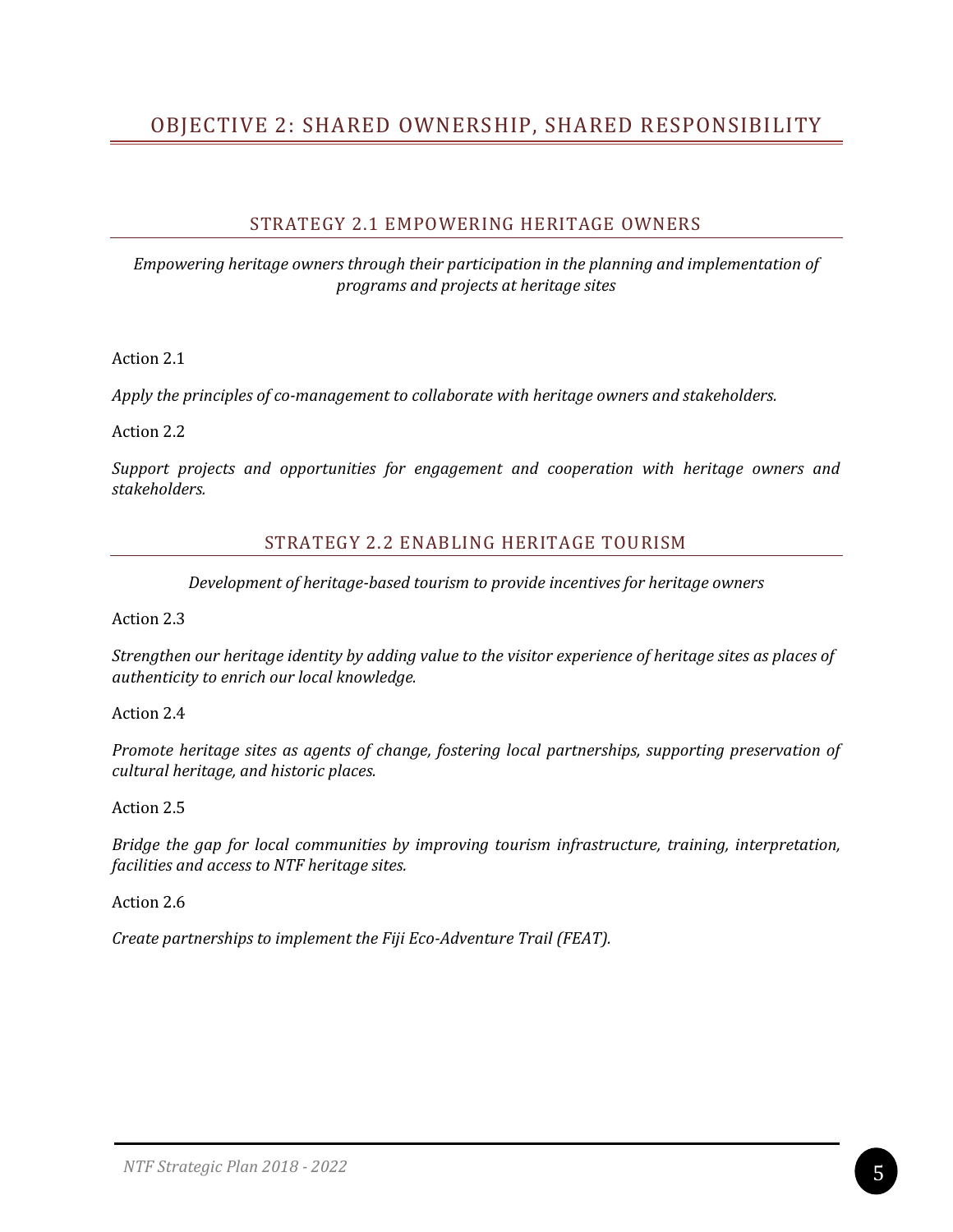# OBJECTIVE 2: SHARED OWNERSHIP, SHARED RESPONSIBILITY

## STRATEGY 2.1 EMPOWERING HERITAGE OWNERS

*Empowering heritage owners through their participation in the planning and implementation of programs and projects at heritage sites*

Action 2.1

*Apply the principles of co-management to collaborate with heritage owners and stakeholders.*

Action 2.2

*Support projects and opportunities for engagement and cooperation with heritage owners and stakeholders.*

## STRATEGY 2.2 ENABLING HERITAGE TOURISM

*Development of heritage-based tourism to provide incentives for heritage owners*

Action 2.3

*Strengthen our heritage identity by adding value to the visitor experience of heritage sites as places of authenticity to enrich our local knowledge.*

Action 2.4

*Promote heritage sites as agents of change, fostering local partnerships, supporting preservation of cultural heritage, and historic places.*

Action 2.5

*Bridge the gap for local communities by improving tourism infrastructure, training, interpretation, facilities and access to NTF heritage sites.*

Action 2.6

*Create partnerships to implement the Fiji Eco-Adventure Trail (FEAT).*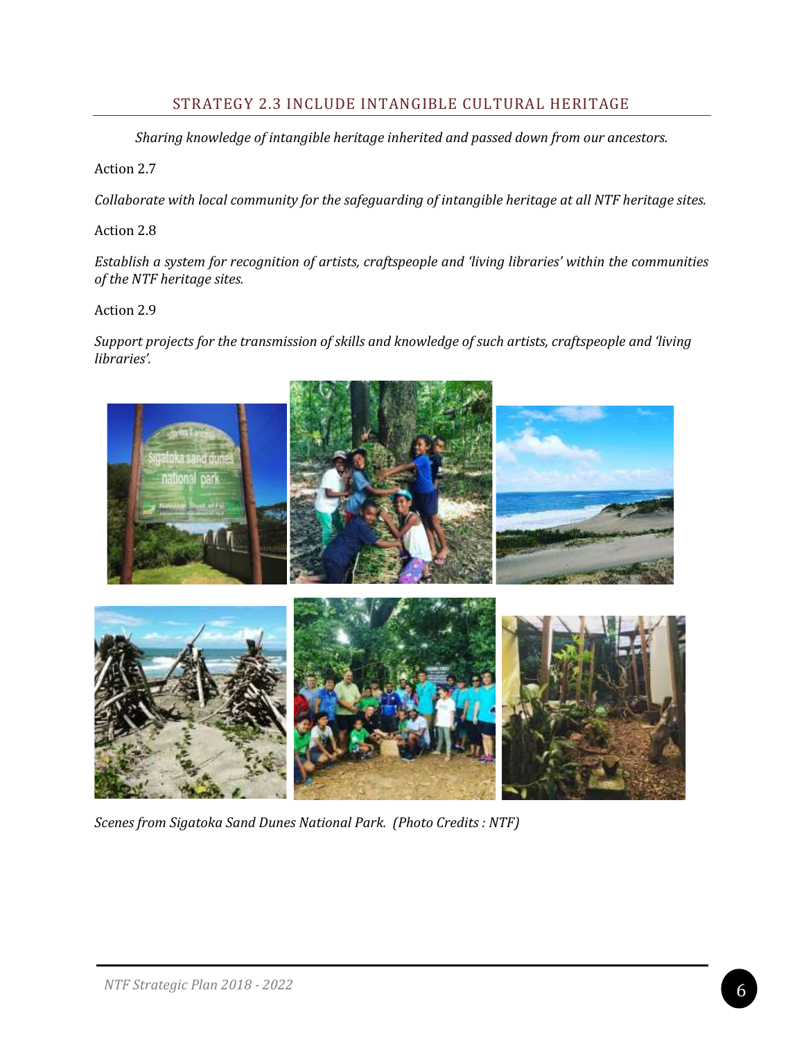## STRATEGY 2.3 INCLUDE INTANGIBLE CULTURAL HERITAGE

*Sharing knowledge of intangible heritage inherited and passed down from our ancestors.*

Action 2.7

*Collaborate with local community for the safeguarding of intangible heritage at all NTF heritage sites.*

Action 2.8

*Establish a system for recognition of artists, craftspeople and 'living libraries' within the communities of the NTF heritage sites.*

Action 2.9

*Support projects for the transmission of skills and knowledge of such artists, craftspeople and 'living libraries'.*

*Scenes from Sigatoka Sand Dunes National Park. (Photo Credits : NTF)*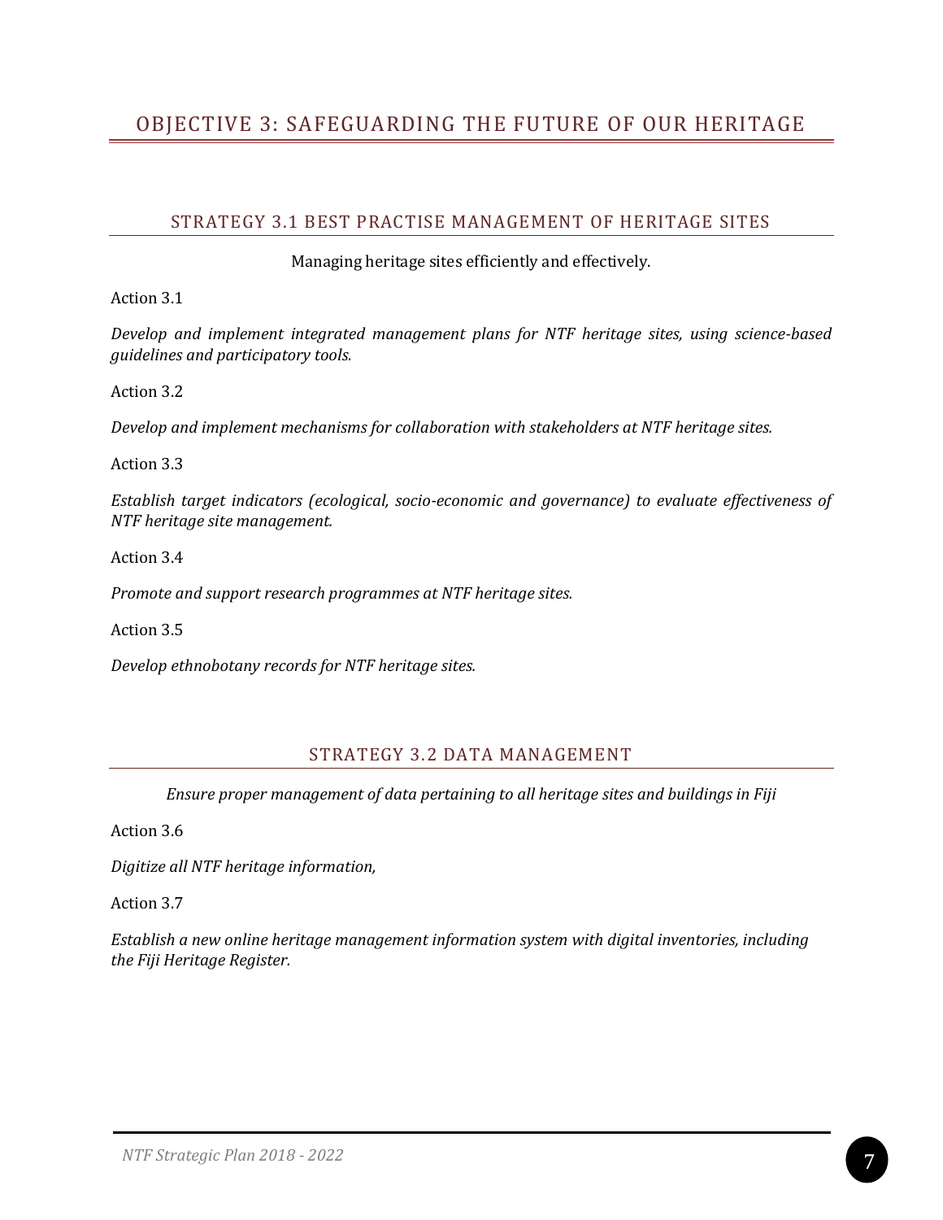# OBJECTIVE 3: SAFEGUARDING THE FUTURE OF OUR HERITAGE

## STRATEGY 3.1 BEST PRACTISE MANAGEMENT OF HERITAGE SITES

Managing heritage sites efficiently and effectively.

Action 3.1

*Develop and implement integrated management plans for NTF heritage sites, using science-based guidelines and participatory tools.*

Action 3.2

*Develop and implement mechanisms for collaboration with stakeholders at NTF heritage sites.*

Action 3.3

*Establish target indicators (ecological, socio-economic and governance) to evaluate effectiveness of NTF heritage site management.*

Action 3.4

*Promote and support research programmes at NTF heritage sites.*

Action 3.5

*Develop ethnobotany records for NTF heritage sites.*

## STRATEGY 3.2 DATA MANAGEMENT

*Ensure proper management of data pertaining to all heritage sites and buildings in Fiji*

Action 3.6

*Digitize all NTF heritage information,*

Action 3.7

*Establish a new online heritage management information system with digital inventories, including the Fiji Heritage Register.*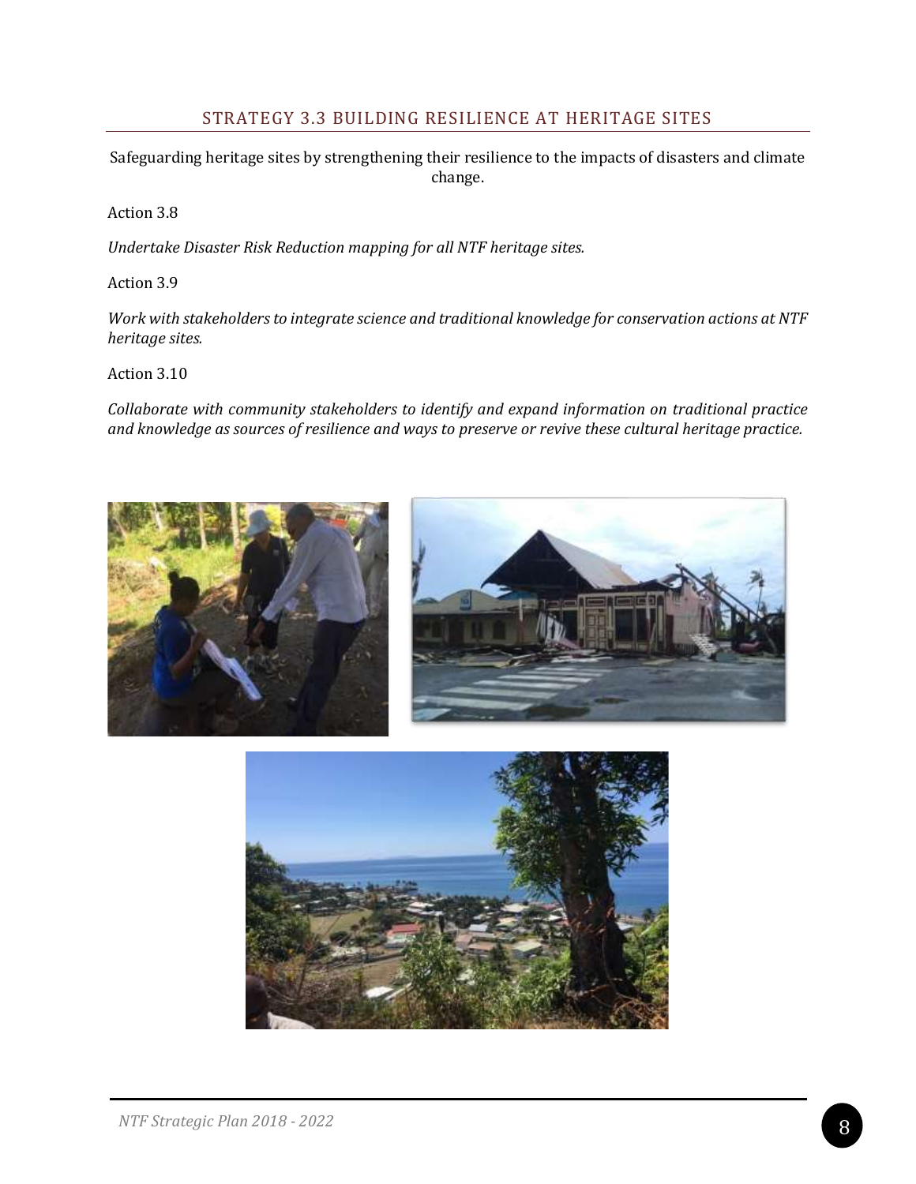## STRATEGY 3.3 BUILDING RESILIENCE AT HERITAGE SITES

Safeguarding heritage sites by strengthening their resilience to the impacts of disasters and climate change.

Action 3.8

*Undertake Disaster Risk Reduction mapping for all NTF heritage sites.*

Action 3.9

*Work with stakeholders to integrate science and traditional knowledge for conservation actions at NTF heritage sites.*

Action 3.10

*Collaborate with community stakeholders to identify and expand information on traditional practice and knowledge as sources of resilience and ways to preserve or revive these cultural heritage practice.*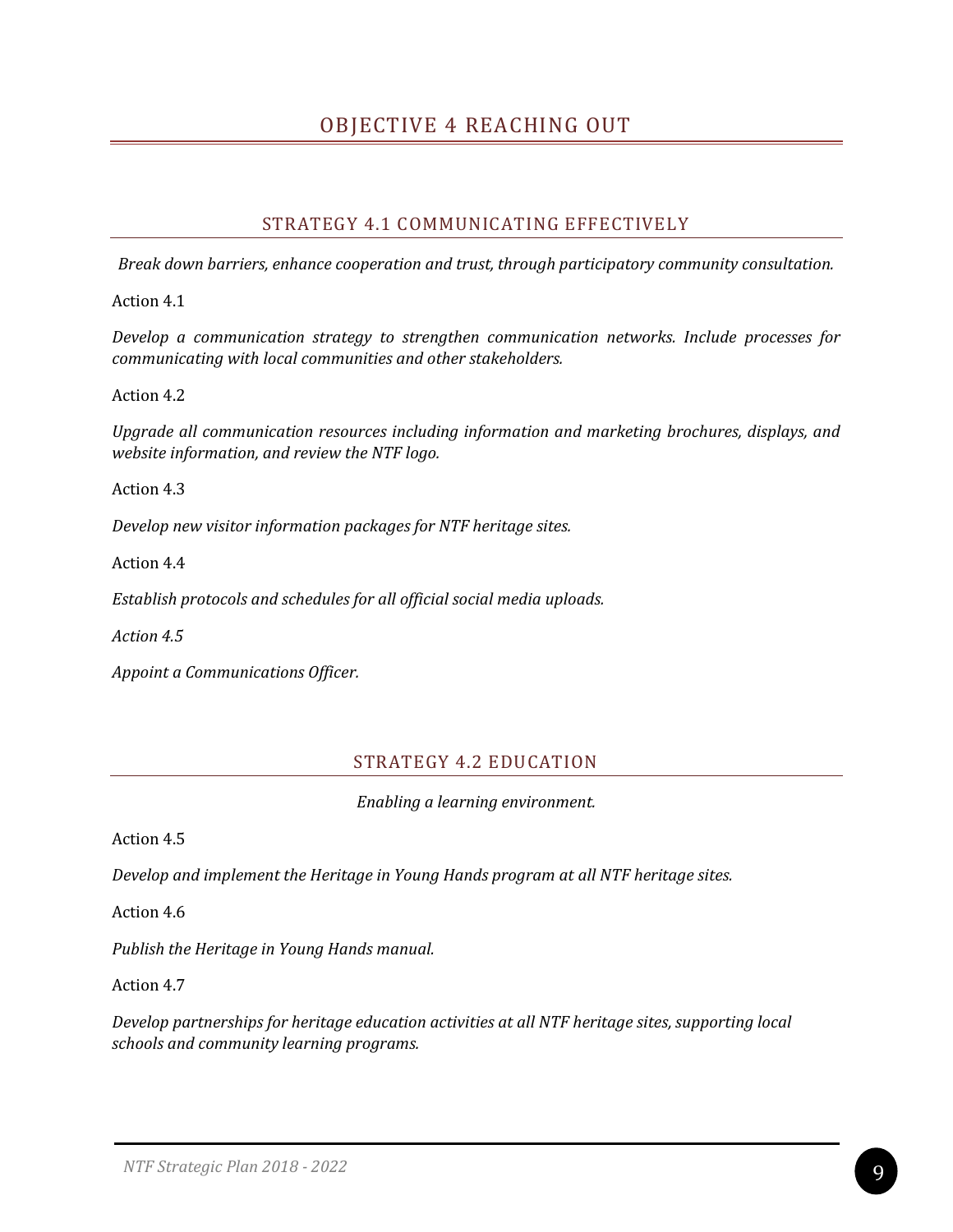# OBJECTIVE 4 REACHING OUT

## STRATEGY 4.1 COMMUNICATING EFFECTIVELY

*Break down barriers, enhance cooperation and trust, through participatory community consultation.*

Action 4.1

*Develop a communication strategy to strengthen communication networks. Include processes for communicating with local communities and other stakeholders.*

Action 4.2

*Upgrade all communication resources including information and marketing brochures, displays, and website information, and review the NTF logo.*

Action 4.3

*Develop new visitor information packages for NTF heritage sites.*

Action 4.4

*Establish protocols and schedules for all official social media uploads.*

*Action 4.5*

*Appoint a Communications Officer.*

## STRATEGY 4.2 EDUCATION

*Enabling a learning environment.*

Action 4.5

*Develop and implement the Heritage in Young Hands program at all NTF heritage sites.*

Action 4.6

*Publish the Heritage in Young Hands manual.*

Action 4.7

*Develop partnerships for heritage education activities at all NTF heritage sites, supporting local schools and community learning programs.*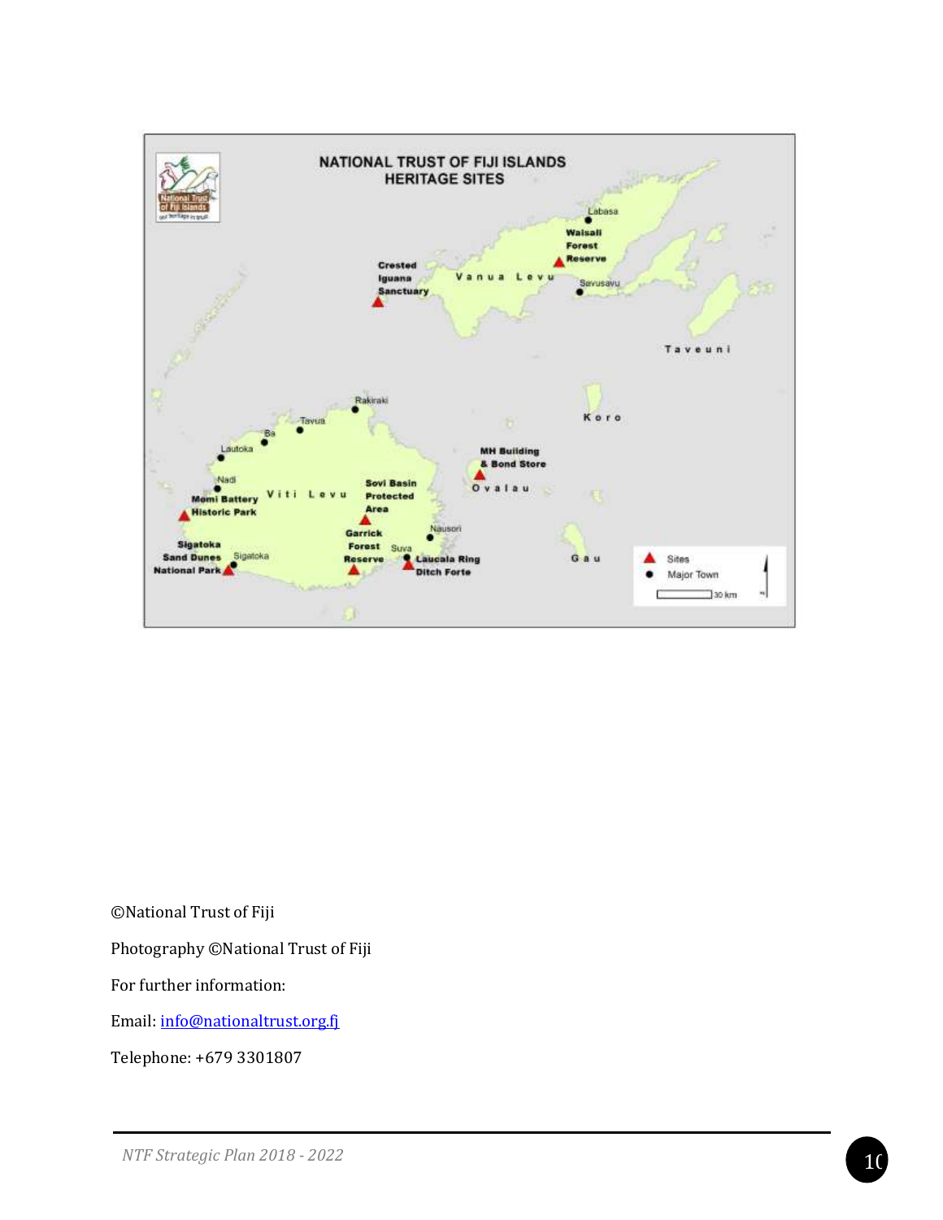NATIONAL TRUST OF FIJI ISLANDS
HERITAGE SITES

Labasa
Waisali Forest Reserve
Crested Iguana Sanctuary
Vanua Levu
Savusavu
Taveuni
Rakiraki
Tavua
Ba
Lautoka
Nadi
Koro
MH Building & Bond Store
Ovalau
Memi Battery Historic Park
Viti Levu
Sovi Basin Protected Area
Nausori
Garrick Forest Reserve
Suva
Laucala Ring Ditch Forte
Sigatoka Sand Dunes National Park
Sigatoka
Gau
Sites
Major Town
30 km

©National Trust of Fiji

Photography ©National Trust of Fiji

For further information:

Email: info@nationaltrust.org.fj

Telephone: +679 3301807